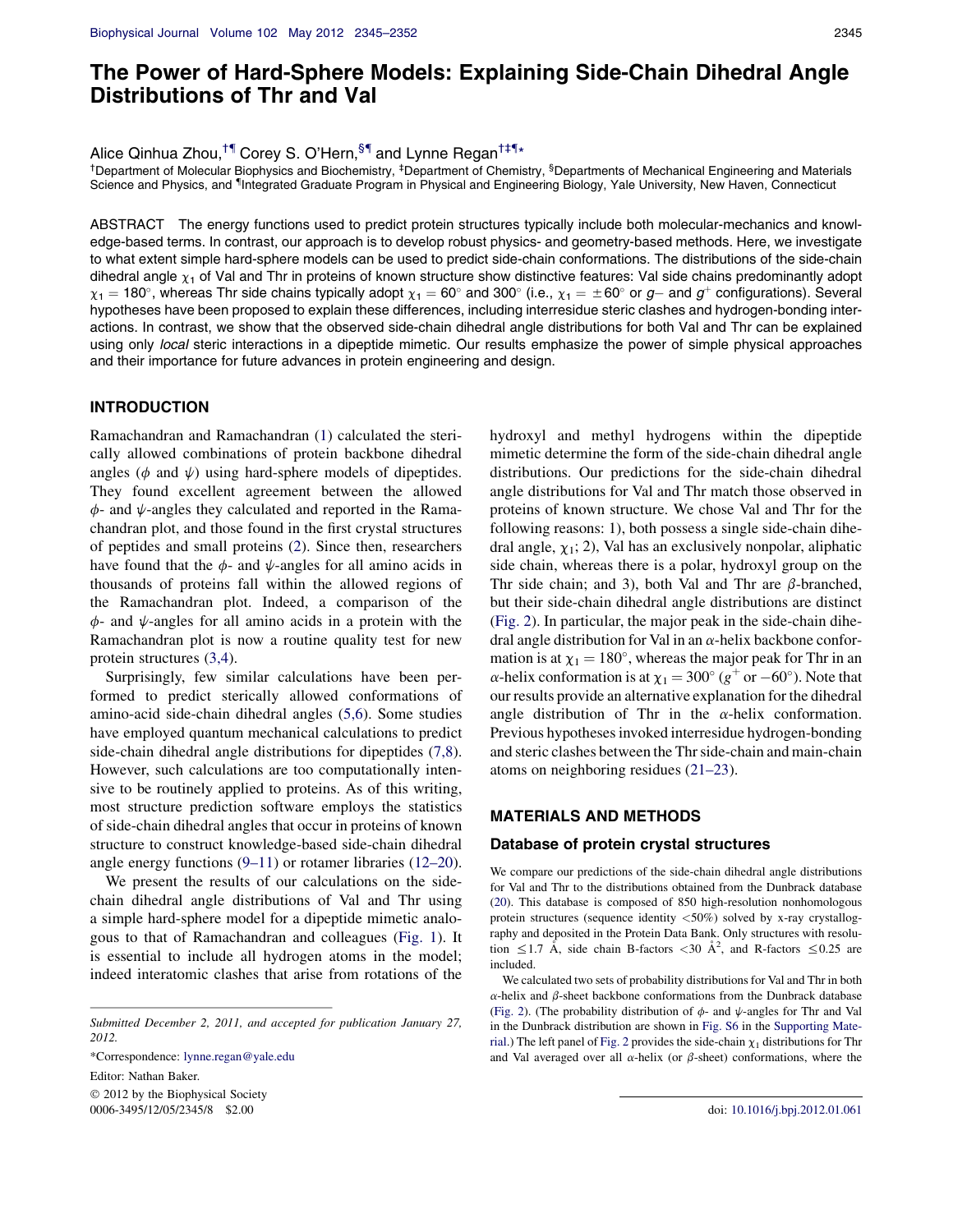# The Power of Hard-Sphere Models: Explaining Side-Chain Dihedral Angle Distributions of Thr and Val

Alice Qinhua Zhou,[†¶] Corey S. O'Hern,[§¶] and Lynne Regan[†‡¶*]

[†]Department of Molecular Biophysics and Biochemistry, [‡]Department of Chemistry, [§]Departments of Mechanical Engineering and Materials Science and Physics, and [¶]Integrated Graduate Program in Physical and Engineering Biology, Yale University, New Haven, Connecticut

ABSTRACT The energy functions used to predict protein structures typically include both molecular-mechanics and knowledge-based terms. In contrast, our approach is to develop robust physics- and geometry-based methods. Here, we investigate to what extent simple hard-sphere models can be used to predict side-chain conformations. The distributions of the side-chain dihedral angle $\chi_1$ of Val and Thr in proteins of known structure show distinctive features: Val side chains predominantly adopt $\chi_1 = 180°$, whereas Thr side chains typically adopt $\chi_1 = 60°$ and $300°$ (i.e., $\chi_1 = \pm 60°$ or $g-$ and $g^+$ configurations). Several hypotheses have been proposed to explain these differences, including interresidue steric clashes and hydrogen-bonding interactions. In contrast, we show that the observed side-chain dihedral angle distributions for both Val and Thr can be explained using only *local* steric interactions in a dipeptide mimetic. Our results emphasize the power of simple physical approaches and their importance for future advances in protein engineering and design.

## INTRODUCTION

Ramachandran and Ramachandran (1) calculated the sterically allowed combinations of protein backbone dihedral angles ($\phi$ and $\psi$) using hard-sphere models of dipeptides. They found excellent agreement between the allowed $\phi$- and $\psi$-angles they calculated and reported in the Ramachandran plot, and those found in the first crystal structures of peptides and small proteins (2). Since then, researchers have found that the $\phi$- and $\psi$-angles for all amino acids in thousands of proteins fall within the allowed regions of the Ramachandran plot. Indeed, a comparison of the $\phi$- and $\psi$-angles for all amino acids in a protein with the Ramachandran plot is now a routine quality test for new protein structures (3,4).

Surprisingly, few similar calculations have been performed to predict sterically allowed conformations of amino-acid side-chain dihedral angles (5,6). Some studies have employed quantum mechanical calculations to predict side-chain dihedral angle distributions for dipeptides (7,8). However, such calculations are too computationally intensive to be routinely applied to proteins. As of this writing, most structure prediction software employs the statistics of side-chain dihedral angles that occur in proteins of known structure to construct knowledge-based side-chain dihedral angle energy functions (9–11) or rotamer libraries (12–20).

We present the results of our calculations on the side-chain dihedral angle distributions of Val and Thr using a simple hard-sphere model for a dipeptide mimetic analogous to that of Ramachandran and colleagues (Fig. 1). It is essential to include all hydrogen atoms in the model; indeed interatomic clashes that arise from rotations of the hydroxyl and methyl hydrogens within the dipeptide mimetic determine the form of the side-chain dihedral angle distributions. Our predictions for the side-chain dihedral angle distributions for Val and Thr match those observed in proteins of known structure. We chose Val and Thr for the following reasons: 1), both possess a single side-chain dihedral angle, $\chi_1$; 2), Val has an exclusively nonpolar, aliphatic side chain, whereas there is a polar, hydroxyl group on the Thr side chain; and 3), both Val and Thr are $\beta$-branched, but their side-chain dihedral angle distributions are distinct (Fig. 2). In particular, the major peak in the side-chain dihedral angle distribution for Val in an $\alpha$-helix backbone conformation is at $\chi_1 = 180°$, whereas the major peak for Thr in an $\alpha$-helix conformation is at $\chi_1 = 300°$ ($g^+$ or $-60°$). Note that our results provide an alternative explanation for the dihedral angle distribution of Thr in the $\alpha$-helix conformation. Previous hypotheses invoked interresidue hydrogen-bonding and steric clashes between the Thr side-chain and main-chain atoms on neighboring residues (21–23).

## MATERIALS AND METHODS

### Database of protein crystal structures

We compare our predictions of the side-chain dihedral angle distributions for Val and Thr to the distributions obtained from the Dunbrack database (20). This database is composed of 850 high-resolution nonhomologous protein structures (sequence identity <50%) solved by x-ray crystallography and deposited in the Protein Data Bank. Only structures with resolution $\leq 1.7$ Å, side chain B-factors $< 30$ Å$^2$, and R-factors $\leq 0.25$ are included.

We calculated two sets of probability distributions for Val and Thr in both $\alpha$-helix and $\beta$-sheet backbone conformations from the Dunbrack database (Fig. 2). (The probability distribution of $\phi$- and $\psi$-angles for Thr and Val in the Dunbrack distribution are shown in Fig. S6 in the Supporting Material.) The left panel of Fig. 2 provides the side-chain $\chi_1$ distributions for Thr and Val averaged over all $\alpha$-helix (or $\beta$-sheet) conformations, where the

---

Submitted December 2, 2011, and accepted for publication January 27, 2012.

*Correspondence: lynne.regan@yale.edu

Editor: Nathan Baker.

© 2012 by the Biophysical Society
0006-3495/12/05/2345/8 $2.00

doi: 10.1016/j.bpj.2012.01.061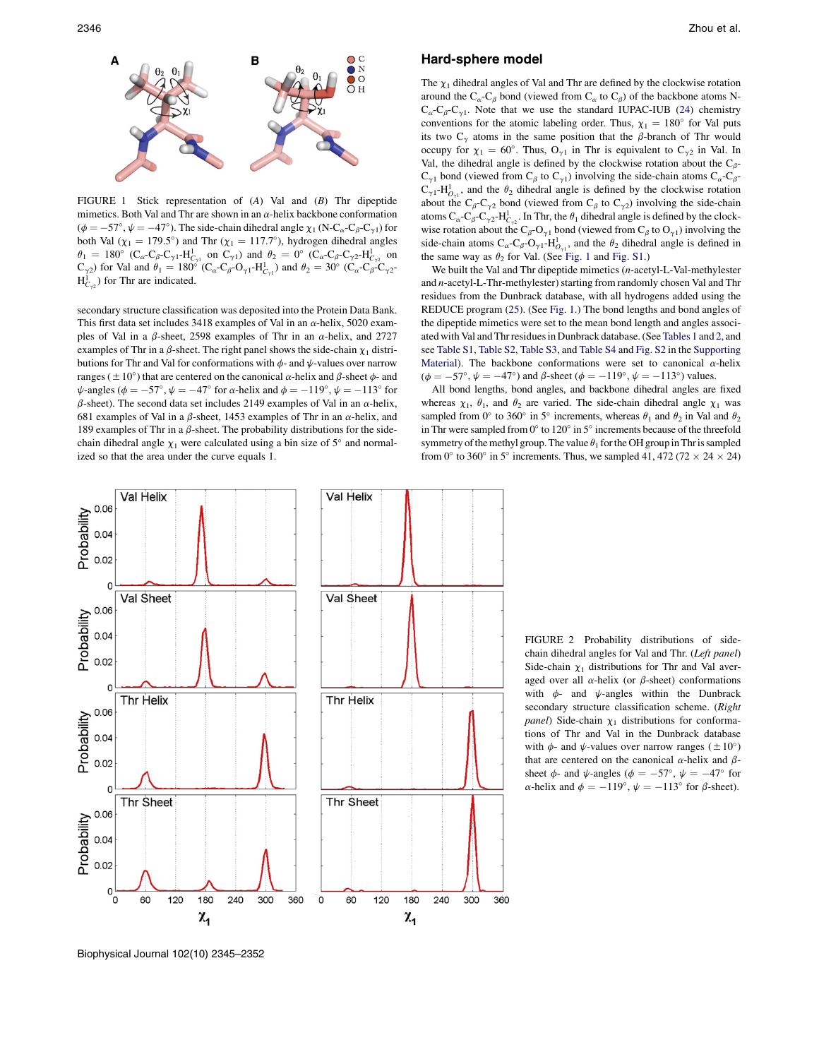FIGURE 1 Stick representation of (*A*) Val and (*B*) Thr dipeptide mimetics. Both Val and Thr are shown in an α-helix backbone conformation ($\phi = -57°$, $\psi = -47°$). The side-chain dihedral angle $\chi_1$ (N-$C_\alpha$-$C_\beta$-$C_{\gamma 1}$) for both Val ($\chi_1 = 179.5°$) and Thr ($\chi_1 = 117.7°$), hydrogen dihedral angles $\theta_1 = 180°$ ($C_\alpha$-$C_\beta$-$C_{\gamma 1}$-$H^1_{C_{\gamma 1}}$ on $C_{\gamma 1}$) and $\theta_2 = 0°$ ($C_\alpha$-$C_\beta$-$C_{\gamma 2}$-$H^1_{C_{\gamma 2}}$ on $C_{\gamma 2}$) for Val and $\theta_1 = 180°$ ($C_\alpha$-$C_\beta$-$O_{\gamma 1}$-$H^1_{C_{\gamma 1}}$) and $\theta_2 = 30°$ ($C_\alpha$-$C_\beta$-$C_{\gamma 2}$-$H^1_{C_{\gamma 2}}$) for Thr are indicated.

secondary structure classification was deposited into the Protein Data Bank. This first data set includes 3418 examples of Val in an α-helix, 5020 examples of Val in a β-sheet, 2598 examples of Thr in an α-helix, and 2727 examples of Thr in a β-sheet. The right panel shows the side-chain $\chi_1$ distributions for Thr and Val for conformations with $\phi$- and $\psi$-values over narrow ranges ($\pm 10°$) that are centered on the canonical α-helix and β-sheet $\phi$- and $\psi$-angles ($\phi = -57°$, $\psi = -47°$ for α-helix and $\phi = -119°$, $\psi = -113°$ for β-sheet). The second data set includes 2149 examples of Val in an α-helix, 681 examples of Val in a β-sheet, 1453 examples of Thr in an α-helix, and 189 examples of Thr in a β-sheet. The probability distributions for the side-chain dihedral angle $\chi_1$ were calculated using a bin size of 5° and normalized so that the area under the curve equals 1.

## Hard-sphere model

The $\chi_1$ dihedral angles of Val and Thr are defined by the clockwise rotation around the $C_\alpha$-$C_\beta$ bond (viewed from $C_\alpha$ to $C_\beta$) of the backbone atoms N-$C_\alpha$-$C_\beta$-$C_{\gamma 1}$. Note that we use the standard IUPAC-IUB (24) chemistry conventions for the atomic labeling order. Thus, $\chi_1 = 180°$ for Val puts its two $C_\gamma$ atoms in the same position that the β-branch of Thr would occupy for $\chi_1 = 60°$. Thus, $O_{\gamma 1}$ in Thr is equivalent to $C_{\gamma 2}$ in Val. In Val, the dihedral angle is defined by the clockwise rotation about the $C_\beta$-$C_{\gamma 1}$ bond (viewed from $C_\beta$ to $C_{\gamma 1}$) involving the side-chain atoms $C_\alpha$-$C_\beta$-$C_{\gamma 1}$-$H^1_{O_{\gamma 1}}$, and the $\theta_2$ dihedral angle is defined by the clockwise rotation about the $C_\beta$-$C_{\gamma 2}$ bond (viewed from $C_\beta$ to $C_{\gamma 2}$) involving the side-chain atoms $C_\alpha$-$C_\beta$-$C_{\gamma 2}$-$H^1_{C_{\gamma 2}}$. In Thr, the $\theta_1$ dihedral angle is defined by the clockwise rotation about the $C_\beta$-$O_{\gamma 1}$ bond (viewed from $C_\beta$ to $O_{\gamma 1}$) involving the side-chain atoms $C_\alpha$-$C_\beta$-$O_{\gamma 1}$-$H^1_{O_{\gamma 1}}$, and the $\theta_2$ dihedral angle is defined in the same way as $\theta_2$ for Val. (See Fig. 1 and Fig. S1.)

We built the Val and Thr dipeptide mimetics (*n*-acetyl-L-Val-methylester and *n*-acetyl-L-Thr-methylester) starting from randomly chosen Val and Thr residues from the Dunbrack database, with all hydrogens added using the REDUCE program (25). (See Fig. 1.) The bond lengths and bond angles of the dipeptide mimetics were set to the mean bond length and angle associated with Val and Thr residues in Dunbrack database. (See Tables 1 and 2, and see Table S1, Table S2, Table S3, and Table S4 and Fig. S2 in the Supporting Material). The backbone conformations were set to canonical α-helix ($\phi = -57°$, $\psi = -47°$) and β-sheet ($\phi = -119°$, $\psi = -113°$) values.

All bond lengths, bond angles, and backbone dihedral angles are fixed whereas $\chi_1$, $\theta_1$, and $\theta_2$ are varied. The side-chain dihedral angle $\chi_1$ was sampled from 0° to 360° in 5° increments, whereas $\theta_1$ and $\theta_2$ in Val and $\theta_2$ in Thr were sampled from 0° to 120° in 5° increments because of the threefold symmetry of the methyl group. The value $\theta_1$ for the OH group in Thr is sampled from 0° to 360° in 5° increments. Thus, we sampled 41, 472 (72 × 24 × 24)

FIGURE 2 Probability distributions of side-chain dihedral angles for Val and Thr. (*Left panel*) Side-chain $\chi_1$ distributions for Thr and Val averaged over all α-helix (or β-sheet) conformations with $\phi$- and $\psi$-angles within the Dunbrack secondary structure classification scheme. (*Right panel*) Side-chain $\chi_1$ distributions for conformations of Thr and Val in the Dunbrack database with $\phi$- and $\psi$-values over narrow ranges ($\pm 10°$) that are centered on the canonical α-helix and β-sheet $\phi$- and $\psi$-angles ($\phi = -57°$, $\psi = -47°$ for α-helix and $\phi = -119°$, $\psi = -113°$ for β-sheet).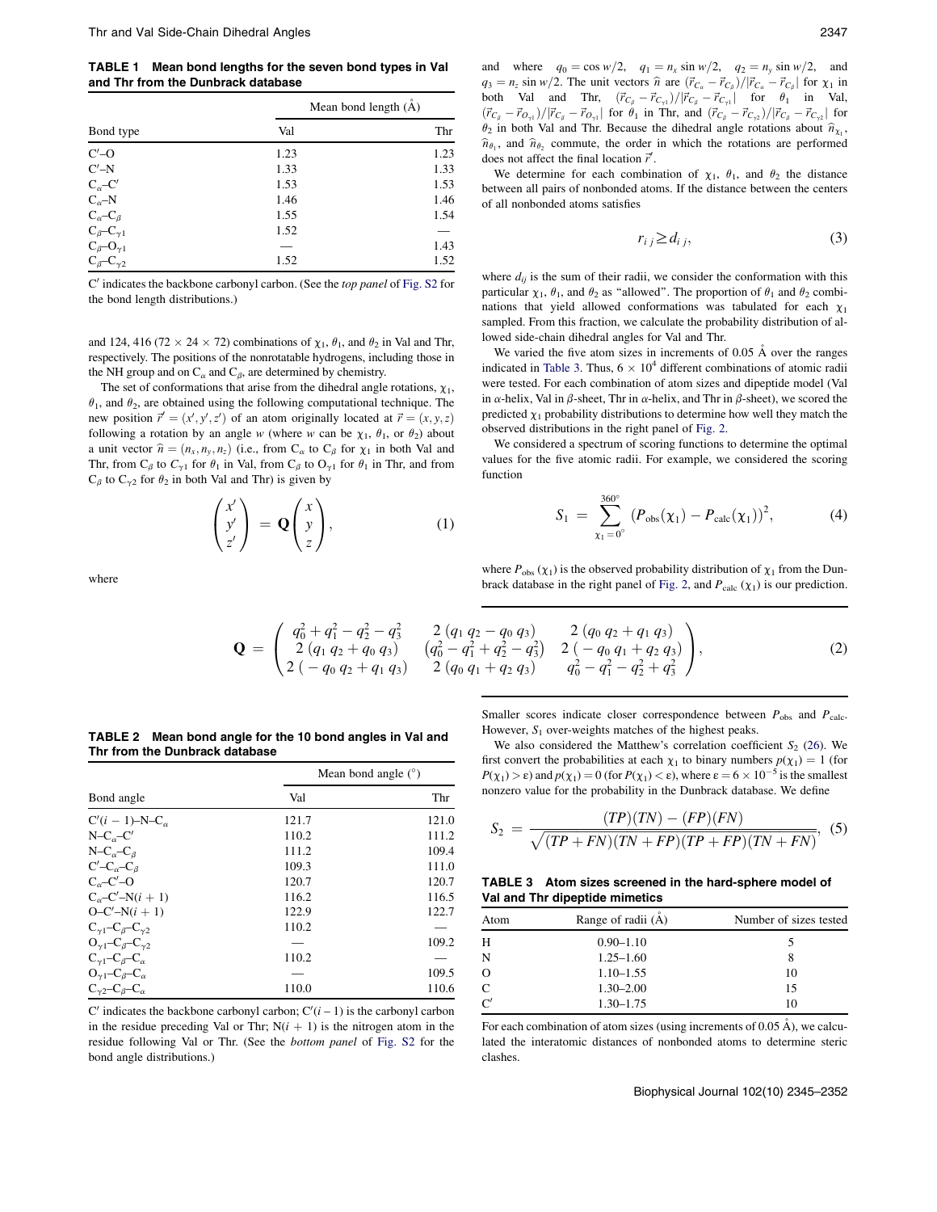**TABLE 1 Mean bond lengths for the seven bond types in Val and Thr from the Dunbrack database**

| Bond type | Mean bond length (Å) | |
|---|---|---|
| | Val | Thr |
| C′–O | 1.23 | 1.23 |
| C′–N | 1.33 | 1.33 |
| $C_\alpha$–C′ | 1.53 | 1.53 |
| $C_\alpha$–N | 1.46 | 1.46 |
| $C_\alpha$–$C_\beta$ | 1.55 | 1.54 |
| $C_\beta$–$C_{\gamma 1}$ | 1.52 | — |
| $C_\beta$–$O_{\gamma 1}$ | — | 1.43 |
| $C_\beta$–$C_{\gamma 2}$ | 1.52 | 1.52 |

C′ indicates the backbone carbonyl carbon. (See the *top panel* of Fig. S2 for the bond length distributions.)

and 124, 416 (72 × 24 × 72) combinations of $\chi_1$, $\theta_1$, and $\theta_2$ in Val and Thr, respectively. The positions of the nonrotatable hydrogens, including those in the NH group and on $C_\alpha$ and $C_\beta$, are determined by chemistry.

The set of conformations that arise from the dihedral angle rotations, $\chi_1$, $\theta_1$, and $\theta_2$, are obtained using the following computational technique. The new position $\vec{r}' = (x', y', z')$ of an atom originally located at $\vec{r} = (x, y, z)$ following a rotation by an angle $w$ (where $w$ can be $\chi_1$, $\theta_1$, or $\theta_2$) about a unit vector $\hat{n} = (n_x, n_y, n_z)$ (i.e., from $C_\alpha$ to $C_\beta$ for $\chi_1$ in both Val and Thr, from $C_\beta$ to $C_{\gamma 1}$ for $\theta_1$ in Val, from $C_\beta$ to $O_{\gamma 1}$ for $\theta_1$ in Thr, and from $C_\beta$ to $C_{\gamma 2}$ for $\theta_2$ in both Val and Thr) is given by

$$\begin{pmatrix} x' \\ y' \\ z' \end{pmatrix} = \mathbf{Q} \begin{pmatrix} x \\ y \\ z \end{pmatrix}, \tag{1}$$

where

$$\mathbf{Q} = \begin{pmatrix} q_0^2 + q_1^2 - q_2^2 - q_3^2 & 2\,(q_1\,q_2 - q_0\,q_3) & 2\,(q_0\,q_2 + q_1\,q_3) \\ 2\,(q_1\,q_2 + q_0\,q_3) & (q_0^2 - q_1^2 + q_2^2 - q_3^2) & 2\,(-q_0\,q_1 + q_2\,q_3) \\ 2\,(-q_0\,q_2 + q_1\,q_3) & 2\,(q_0\,q_1 + q_2\,q_3) & q_0^2 - q_1^2 - q_2^2 + q_3^2 \end{pmatrix}, \tag{2}$$

and where $q_0 = \cos w/2$, $q_1 = n_x \sin w/2$, $q_2 = n_y \sin w/2$, and $q_3 = n_z \sin w/2$. The unit vectors $\hat{n}$ are $(\vec{r}_{C_\alpha} - \vec{r}_{C_\beta})/|\vec{r}_{C_\alpha} - \vec{r}_{C_\beta}|$ for $\chi_1$ in both Val and Thr, $(\vec{r}_{C_\beta} - \vec{r}_{C_{\gamma 1}})/|\vec{r}_{C_\beta} - \vec{r}_{C_{\gamma 1}}|$ for $\theta_1$ in Val, $(\vec{r}_{C_\beta} - \vec{r}_{O_{\gamma 1}})/|\vec{r}_{C_\beta} - \vec{r}_{O_{\gamma 1}}|$ for $\theta_1$ in Thr, and $(\vec{r}_{C_\beta} - \vec{r}_{C_{\gamma 2}})/|\vec{r}_{C_\beta} - \vec{r}_{C_{\gamma 2}}|$ for $\theta_2$ in both Val and Thr. Because the dihedral angle rotations about $\hat{n}_{\chi_1}$, $\hat{n}_{\theta_1}$, and $\hat{n}_{\theta_2}$ commute, the order in which the rotations are performed does not affect the final location $\vec{r}'$.

We determine for each combination of $\chi_1$, $\theta_1$, and $\theta_2$ the distance between all pairs of nonbonded atoms. If the distance between the centers of all nonbonded atoms satisfies

$$r_{ij} \geq d_{ij}, \tag{3}$$

where $d_{ij}$ is the sum of their radii, we consider the conformation with this particular $\chi_1$, $\theta_1$, and $\theta_2$ as "allowed". The proportion of $\theta_1$ and $\theta_2$ combinations that yield allowed conformations was tabulated for each $\chi_1$ sampled. From this fraction, we calculate the probability distribution of allowed side-chain dihedral angles for Val and Thr.

We varied the five atom sizes in increments of 0.05 Å over the ranges indicated in Table 3. Thus, $6 \times 10^4$ different combinations of atomic radii were tested. For each combination of atom sizes and dipeptide model (Val in $\alpha$-helix, Val in $\beta$-sheet, Thr in $\alpha$-helix, and Thr in $\beta$-sheet), we scored the predicted $\chi_1$ probability distributions to determine how well they match the observed distributions in the right panel of Fig. 2.

We considered a spectrum of scoring functions to determine the optimal values for the five atomic radii. For example, we considered the scoring function

$$S_1 = \sum_{\chi_1 = 0^\circ}^{360^\circ} \left(P_{\text{obs}}(\chi_1) - P_{\text{calc}}(\chi_1)\right)^2, \tag{4}$$

where $P_{\text{obs}}(\chi_1)$ is the observed probability distribution of $\chi_1$ from the Dunbrack database in the right panel of Fig. 2, and $P_{\text{calc}}(\chi_1)$ is our prediction. Smaller scores indicate closer correspondence between $P_{\text{obs}}$ and $P_{\text{calc}}$. However, $S_1$ over-weights matches of the highest peaks.

We also considered the Matthew's correlation coefficient $S_2$ (26). We first convert the probabilities at each $\chi_1$ to binary numbers $p(\chi_1) = 1$ (for $P(\chi_1) > \varepsilon$) and $p(\chi_1) = 0$ (for $P(\chi_1) < \varepsilon$), where $\varepsilon = 6 \times 10^{-5}$ is the smallest nonzero value for the probability in the Dunbrack database. We define

$$S_2 = \frac{(TP)(TN) - (FP)(FN)}{\sqrt{(TP + FN)(TN + FP)(TP + FP)(TN + FN)}}, \tag{5}$$

**TABLE 2 Mean bond angle for the 10 bond angles in Val and Thr from the Dunbrack database**

| Bond angle | Mean bond angle (°) | |
|---|---|---|
| | Val | Thr |
| C′($i-1$)–N–$C_\alpha$ | 121.7 | 121.0 |
| N–$C_\alpha$–C′ | 110.2 | 111.2 |
| N–$C_\alpha$–$C_\beta$ | 111.2 | 109.4 |
| C′–$C_\alpha$–$C_\beta$ | 109.3 | 111.0 |
| $C_\alpha$–C′–O | 120.7 | 120.7 |
| $C_\alpha$–C′–N($i+1$) | 116.2 | 116.5 |
| O–C′–N($i+1$) | 122.9 | 122.7 |
| $C_{\gamma 1}$–$C_\beta$–$C_{\gamma 2}$ | 110.2 | — |
| $O_{\gamma 1}$–$C_\beta$–$C_{\gamma 2}$ | — | 109.2 |
| $C_{\gamma 1}$–$C_\beta$–$C_\alpha$ | 110.2 | — |
| $O_{\gamma 1}$–$C_\beta$–$C_\alpha$ | — | 109.5 |
| $C_{\gamma 2}$–$C_\beta$–$C_\alpha$ | 110.0 | 110.6 |

C′ indicates the backbone carbonyl carbon; C′($i-1$) is the carbonyl carbon in the residue preceding Val or Thr; N($i+1$) is the nitrogen atom in the residue following Val or Thr. (See the *bottom panel* of Fig. S2 for the bond angle distributions.)

**TABLE 3 Atom sizes screened in the hard-sphere model of Val and Thr dipeptide mimetics**

| Atom | Range of radii (Å) | Number of sizes tested |
|---|---|---|
| H | 0.90–1.10 | 5 |
| N | 1.25–1.60 | 8 |
| O | 1.10–1.55 | 10 |
| C | 1.30–2.00 | 15 |
| C′ | 1.30–1.75 | 10 |

For each combination of atom sizes (using increments of 0.05 Å), we calculated the interatomic distances of nonbonded atoms to determine steric clashes.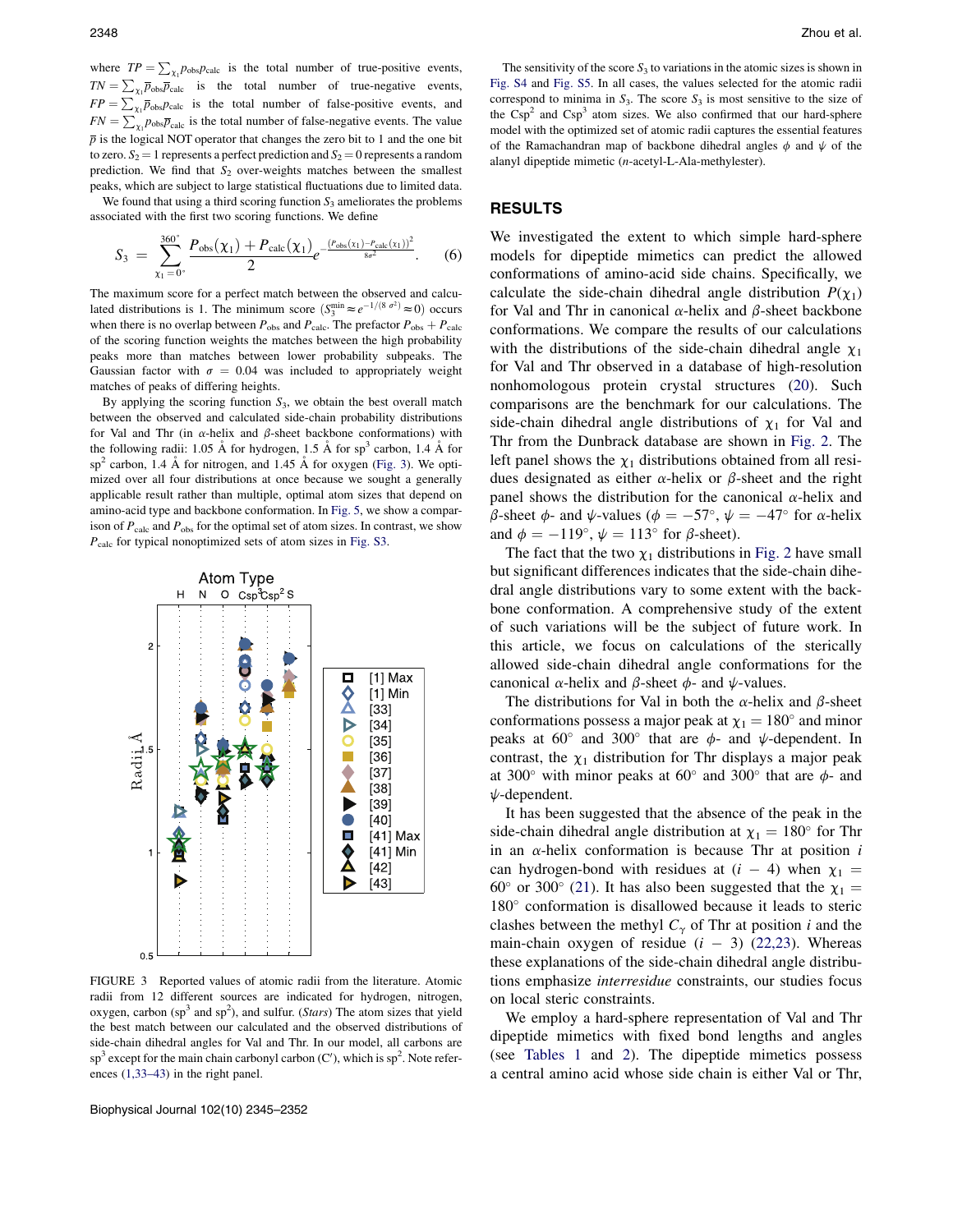where $TP = \sum_{\chi_1} p_{\rm obs} p_{\rm calc}$ is the total number of true-positive events, $TN = \sum_{\chi_1} \overline{p}_{\rm obs} \overline{p}_{\rm calc}$ is the total number of true-negative events, $FP = \sum_{\chi_1} \overline{p}_{\rm obs} p_{\rm calc}$ is the total number of false-positive events, and $FN = \sum_{\chi_1} p_{\rm obs} \overline{p}_{\rm calc}$ is the total number of false-negative events. The value $\overline{p}$ is the logical NOT operator that changes the zero bit to 1 and the one bit to zero. $S_2 = 1$ represents a perfect prediction and $S_2 = 0$ represents a random prediction. We find that $S_2$ over-weights matches between the smallest peaks, which are subject to large statistical fluctuations due to limited data.

We found that using a third scoring function $S_3$ ameliorates the problems associated with the first two scoring functions. We define

$$S_3 = \sum_{\chi_1 = 0^\circ}^{360^\circ} \frac{P_{\rm obs}(\chi_1) + P_{\rm calc}(\chi_1)}{2} e^{-\frac{(P_{\rm obs}(\chi_1) - P_{\rm calc}(\chi_1))^2}{8\sigma^2}}. \tag{6}$$

The maximum score for a perfect match between the observed and calculated distributions is 1. The minimum score ($S_3^{\rm min} \approx e^{-1/(8\sigma^2)} \approx 0$) occurs when there is no overlap between $P_{\rm obs}$ and $P_{\rm calc}$. The prefactor $P_{\rm obs} + P_{\rm calc}$ of the scoring function weights the matches between the high probability peaks more than matches between lower probability subpeaks. The Gaussian factor with $\sigma = 0.04$ was included to appropriately weight matches of peaks of differing heights.

By applying the scoring function $S_3$, we obtain the best overall match between the observed and calculated side-chain probability distributions for Val and Thr (in $\alpha$-helix and $\beta$-sheet backbone conformations) with the following radii: 1.05 Å for hydrogen, 1.5 Å for sp$^3$ carbon, 1.4 Å for sp$^2$ carbon, 1.4 Å for nitrogen, and 1.45 Å for oxygen (Fig. 3). We optimized over all four distributions at once because we sought a generally applicable result rather than multiple, optimal atom sizes that depend on amino-acid type and backbone conformation. In Fig. 5, we show a comparison of $P_{\rm calc}$ and $P_{\rm obs}$ for the optimal set of atom sizes. In contrast, we show $P_{\rm calc}$ for typical nonoptimized sets of atom sizes in Fig. S3.

FIGURE 3 Reported values of atomic radii from the literature. Atomic radii from 12 different sources are indicated for hydrogen, nitrogen, oxygen, carbon (sp$^3$ and sp$^2$), and sulfur. (*Stars*) The atom sizes that yield the best match between our calculated and the observed distributions of side-chain dihedral angles for Val and Thr. In our model, all carbons are sp$^3$ except for the main chain carbonyl carbon (C′), which is sp$^2$. Note references (1,33–43) in the right panel.

The sensitivity of the score $S_3$ to variations in the atomic sizes is shown in Fig. S4 and Fig. S5. In all cases, the values selected for the atomic radii correspond to minima in $S_3$. The score $S_3$ is most sensitive to the size of the Csp$^2$ and Csp$^3$ atom sizes. We also confirmed that our hard-sphere model with the optimized set of atomic radii captures the essential features of the Ramachandran map of backbone dihedral angles $\phi$ and $\psi$ of the alanyl dipeptide mimetic (*n*-acetyl-L-Ala-methylester).

## RESULTS

We investigated the extent to which simple hard-sphere models for dipeptide mimetics can predict the allowed conformations of amino-acid side chains. Specifically, we calculate the side-chain dihedral angle distribution $P(\chi_1)$ for Val and Thr in canonical $\alpha$-helix and $\beta$-sheet backbone conformations. We compare the results of our calculations with the distributions of the side-chain dihedral angle $\chi_1$ for Val and Thr observed in a database of high-resolution nonhomologous protein crystal structures (20). Such comparisons are the benchmark for our calculations. The side-chain dihedral angle distributions of $\chi_1$ for Val and Thr from the Dunbrack database are shown in Fig. 2. The left panel shows the $\chi_1$ distributions obtained from all residues designated as either $\alpha$-helix or $\beta$-sheet and the right panel shows the distribution for the canonical $\alpha$-helix and $\beta$-sheet $\phi$- and $\psi$-values ($\phi = -57^\circ$, $\psi = -47^\circ$ for $\alpha$-helix and $\phi = -119^\circ$, $\psi = 113^\circ$ for $\beta$-sheet).

The fact that the two $\chi_1$ distributions in Fig. 2 have small but significant differences indicates that the side-chain dihedral angle distributions vary to some extent with the backbone conformation. A comprehensive study of the extent of such variations will be the subject of future work. In this article, we focus on calculations of the sterically allowed side-chain dihedral angle conformations for the canonical $\alpha$-helix and $\beta$-sheet $\phi$- and $\psi$-values.

The distributions for Val in both the $\alpha$-helix and $\beta$-sheet conformations possess a major peak at $\chi_1 = 180^\circ$ and minor peaks at $60^\circ$ and $300^\circ$ that are $\phi$- and $\psi$-dependent. In contrast, the $\chi_1$ distribution for Thr displays a major peak at $300^\circ$ with minor peaks at $60^\circ$ and $300^\circ$ that are $\phi$- and $\psi$-dependent.

It has been suggested that the absence of the peak in the side-chain dihedral angle distribution at $\chi_1 = 180^\circ$ for Thr in an $\alpha$-helix conformation is because Thr at position $i$ can hydrogen-bond with residues at $(i - 4)$ when $\chi_1 = 60^\circ$ or $300^\circ$ (21). It has also been suggested that the $\chi_1 = 180^\circ$ conformation is disallowed because it leads to steric clashes between the methyl $C_\gamma$ of Thr at position $i$ and the main-chain oxygen of residue $(i - 3)$ (22,23). Whereas these explanations of the side-chain dihedral angle distributions emphasize *interresidue* constraints, our studies focus on local steric constraints.

We employ a hard-sphere representation of Val and Thr dipeptide mimetics with fixed bond lengths and angles (see Tables 1 and 2). The dipeptide mimetics possess a central amino acid whose side chain is either Val or Thr,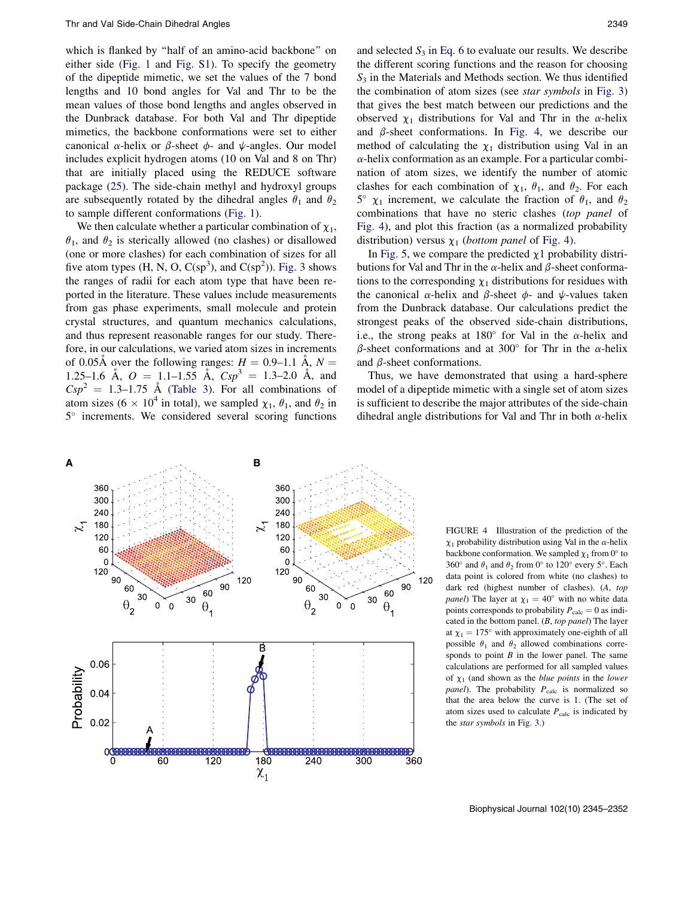which is flanked by "half of an amino-acid backbone" on either side (Fig. 1 and Fig. S1). To specify the geometry of the dipeptide mimetic, we set the values of the 7 bond lengths and 10 bond angles for Val and Thr to be the mean values of those bond lengths and angles observed in the Dunbrack database. For both Val and Thr dipeptide mimetics, the backbone conformations were set to either canonical $\alpha$-helix or $\beta$-sheet $\phi$- and $\psi$-angles. Our model includes explicit hydrogen atoms (10 on Val and 8 on Thr) that are initially placed using the REDUCE software package (25). The side-chain methyl and hydroxyl groups are subsequently rotated by the dihedral angles $\theta_1$ and $\theta_2$ to sample different conformations (Fig. 1).

We then calculate whether a particular combination of $\chi_1$, $\theta_1$, and $\theta_2$ is sterically allowed (no clashes) or disallowed (one or more clashes) for each combination of sizes for all five atom types (H, N, O, C($sp^3$), and C($sp^2$)). Fig. 3 shows the ranges of radii for each atom type that have been reported in the literature. These values include measurements from gas phase experiments, small molecule and protein crystal structures, and quantum mechanics calculations, and thus represent reasonable ranges for our study. Therefore, in our calculations, we varied atom sizes in increments of 0.05Å over the following ranges: $H = 0.9–1.1$ Å, $N = 1.25–1.6$ Å, $O = 1.1–1.55$ Å, $Csp^3 = 1.3–2.0$ Å, and $Csp^2 = 1.3–1.75$ Å (Table 3). For all combinations of atom sizes ($6 \times 10^4$ in total), we sampled $\chi_1$, $\theta_1$, and $\theta_2$ in 5° increments. We considered several scoring functions and selected $S_3$ in Eq. 6 to evaluate our results. We describe the different scoring functions and the reason for choosing $S_3$ in the Materials and Methods section. We thus identified the combination of atom sizes (see *star symbols* in Fig. 3) that gives the best match between our predictions and the observed $\chi_1$ distributions for Val and Thr in the $\alpha$-helix and $\beta$-sheet conformations. In Fig. 4, we describe our method of calculating the $\chi_1$ distribution using Val in an $\alpha$-helix conformation as an example. For a particular combination of atom sizes, we identify the number of atomic clashes for each combination of $\chi_1$, $\theta_1$, and $\theta_2$. For each 5° $\chi_1$ increment, we calculate the fraction of $\theta_1$, and $\theta_2$ combinations that have no steric clashes (*top panel* of Fig. 4), and plot this fraction (as a normalized probability distribution) versus $\chi_1$ (*bottom panel* of Fig. 4).

In Fig. 5, we compare the predicted $\chi$1 probability distributions for Val and Thr in the $\alpha$-helix and $\beta$-sheet conformations to the corresponding $\chi_1$ distributions for residues with the canonical $\alpha$-helix and $\beta$-sheet $\phi$- and $\psi$-values taken from the Dunbrack database. Our calculations predict the strongest peaks of the observed side-chain distributions, i.e., the strong peaks at 180° for Val in the $\alpha$-helix and $\beta$-sheet conformations and at 300° for Thr in the $\alpha$-helix and $\beta$-sheet conformations.

Thus, we have demonstrated that using a hard-sphere model of a dipeptide mimetic with a single set of atom sizes is sufficient to describe the major attributes of the side-chain dihedral angle distributions for Val and Thr in both $\alpha$-helix

FIGURE 4 Illustration of the prediction of the $\chi_1$ probability distribution using Val in the $\alpha$-helix backbone conformation. We sampled $\chi_1$ from 0° to 360° and $\theta_1$ and $\theta_2$ from 0° to 120° every 5°. Each data point is colored from white (no clashes) to dark red (highest number of clashes). (*A*, *top panel*) The layer at $\chi_1 = 40°$ with no white data points corresponds to probability $P_{calc} = 0$ as indicated in the bottom panel. (*B*, *top panel*) The layer at $\chi_1 = 175°$ with approximately one-eighth of all possible $\theta_1$ and $\theta_2$ allowed combinations corresponds to point *B* in the lower panel. The same calculations are performed for all sampled values of $\chi_1$ (and shown as the *blue points* in the *lower panel*). The probability $P_{calc}$ is normalized so that the area below the curve is 1. (The set of atom sizes used to calculate $P_{calc}$ is indicated by the *star symbols* in Fig. 3.)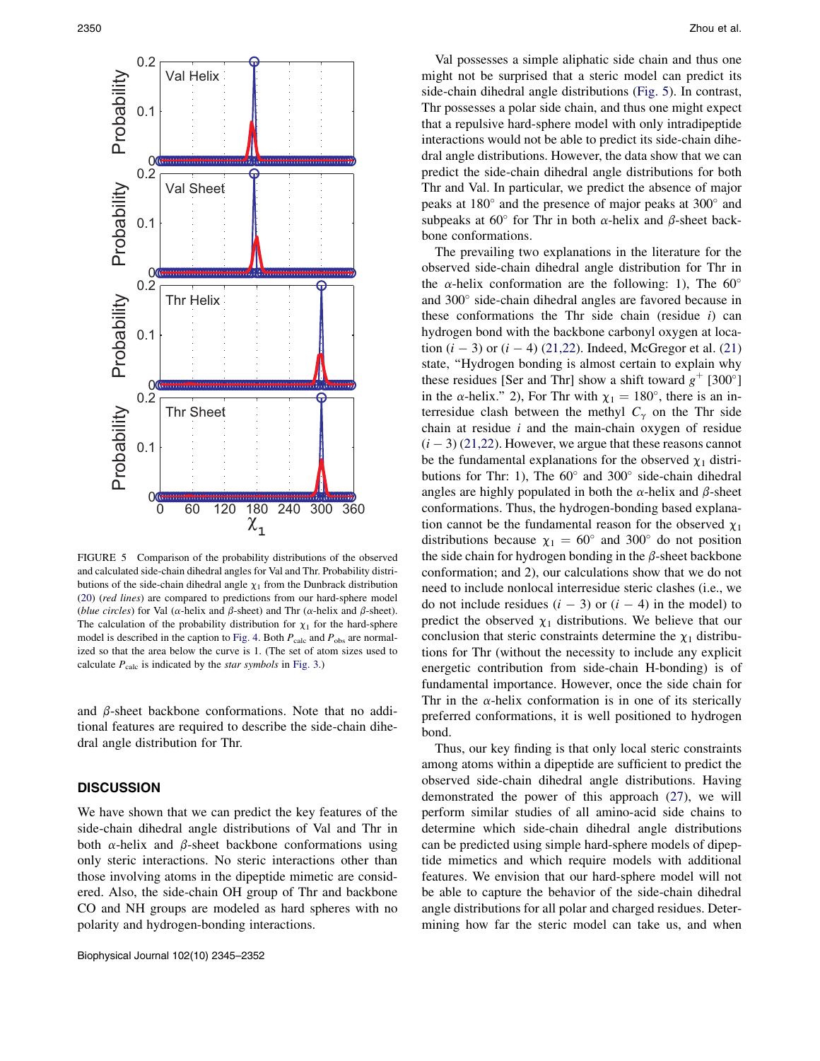FIGURE 5 Comparison of the probability distributions of the observed and calculated side-chain dihedral angles for Val and Thr. Probability distributions of the side-chain dihedral angle $\chi_1$ from the Dunbrack distribution (20) (*red lines*) are compared to predictions from our hard-sphere model (*blue circles*) for Val ($\alpha$-helix and $\beta$-sheet) and Thr ($\alpha$-helix and $\beta$-sheet). The calculation of the probability distribution for $\chi_1$ for the hard-sphere model is described in the caption to Fig. 4. Both $P_{calc}$ and $P_{obs}$ are normalized so that the area below the curve is 1. (The set of atom sizes used to calculate $P_{calc}$ is indicated by the *star symbols* in Fig. 3.)

and $\beta$-sheet backbone conformations. Note that no additional features are required to describe the side-chain dihedral angle distribution for Thr.

## DISCUSSION

We have shown that we can predict the key features of the side-chain dihedral angle distributions of Val and Thr in both $\alpha$-helix and $\beta$-sheet backbone conformations using only steric interactions. No steric interactions other than those involving atoms in the dipeptide mimetic are considered. Also, the side-chain OH group of Thr and backbone CO and NH groups are modeled as hard spheres with no polarity and hydrogen-bonding interactions.

Val possesses a simple aliphatic side chain and thus one might not be surprised that a steric model can predict its side-chain dihedral angle distributions (Fig. 5). In contrast, Thr possesses a polar side chain, and thus one might expect that a repulsive hard-sphere model with only intradipeptide interactions would not be able to predict its side-chain dihedral angle distributions. However, the data show that we can predict the side-chain dihedral angle distributions for both Thr and Val. In particular, we predict the absence of major peaks at 180° and the presence of major peaks at 300° and subpeaks at 60° for Thr in both $\alpha$-helix and $\beta$-sheet backbone conformations.

The prevailing two explanations in the literature for the observed side-chain dihedral angle distribution for Thr in the $\alpha$-helix conformation are the following: 1), The 60° and 300° side-chain dihedral angles are favored because in these conformations the Thr side chain (residue $i$) can hydrogen bond with the backbone carbonyl oxygen at location $(i-3)$ or $(i-4)$ (21,22). Indeed, McGregor et al. (21) state, "Hydrogen bonding is almost certain to explain why these residues [Ser and Thr] show a shift toward $g^+$ [300°] in the $\alpha$-helix." 2), For Thr with $\chi_1 = 180°$, there is an interresidue clash between the methyl $C_\gamma$ on the Thr side chain at residue $i$ and the main-chain oxygen of residue $(i-3)$ (21,22). However, we argue that these reasons cannot be the fundamental explanations for the observed $\chi_1$ distributions for Thr: 1), The 60° and 300° side-chain dihedral angles are highly populated in both the $\alpha$-helix and $\beta$-sheet conformations. Thus, the hydrogen-bonding based explanation cannot be the fundamental reason for the observed $\chi_1$ distributions because $\chi_1 = 60°$ and 300° do not position the side chain for hydrogen bonding in the $\beta$-sheet backbone conformation; and 2), our calculations show that we do not need to include nonlocal interresidue steric clashes (i.e., we do not include residues $(i-3)$ or $(i-4)$ in the model) to predict the observed $\chi_1$ distributions. We believe that our conclusion that steric constraints determine the $\chi_1$ distributions for Thr (without the necessity to include any explicit energetic contribution from side-chain H-bonding) is of fundamental importance. However, once the side chain for Thr in the $\alpha$-helix conformation is in one of its sterically preferred conformations, it is well positioned to hydrogen bond.

Thus, our key finding is that only local steric constraints among atoms within a dipeptide are sufficient to predict the observed side-chain dihedral angle distributions. Having demonstrated the power of this approach (27), we will perform similar studies of all amino-acid side chains to determine which side-chain dihedral angle distributions can be predicted using simple hard-sphere models of dipeptide mimetics and which require models with additional features. We envision that our hard-sphere model will not be able to capture the behavior of the side-chain dihedral angle distributions for all polar and charged residues. Determining how far the steric model can take us, and when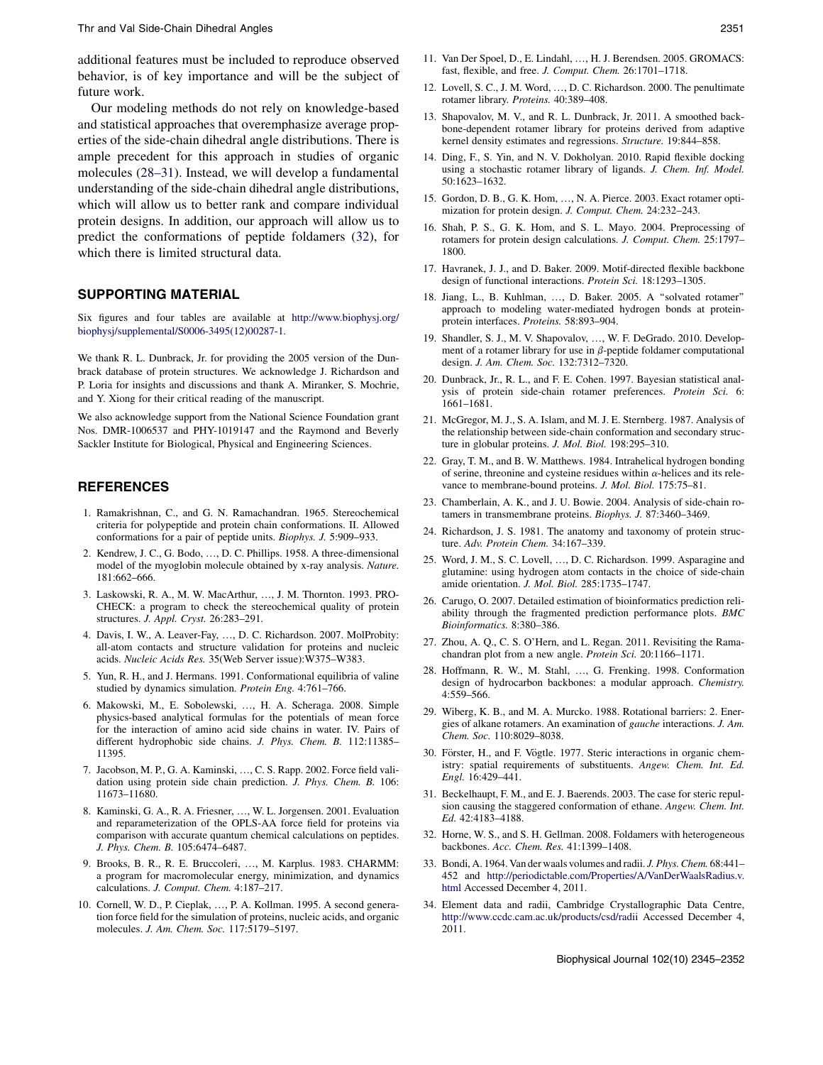additional features must be included to reproduce observed behavior, is of key importance and will be the subject of future work.

Our modeling methods do not rely on knowledge-based and statistical approaches that overemphasize average properties of the side-chain dihedral angle distributions. There is ample precedent for this approach in studies of organic molecules (28–31). Instead, we will develop a fundamental understanding of the side-chain dihedral angle distributions, which will allow us to better rank and compare individual protein designs. In addition, our approach will allow us to predict the conformations of peptide foldamers (32), for which there is limited structural data.

## SUPPORTING MATERIAL

Six figures and four tables are available at http://www.biophysj.org/biophysj/supplemental/S0006-3495(12)00287-1.

We thank R. L. Dunbrack, Jr. for providing the 2005 version of the Dunbrack database of protein structures. We acknowledge J. Richardson and P. Loria for insights and discussions and thank A. Miranker, S. Mochrie, and Y. Xiong for their critical reading of the manuscript.

We also acknowledge support from the National Science Foundation grant Nos. DMR-1006537 and PHY-1019147 and the Raymond and Beverly Sackler Institute for Biological, Physical and Engineering Sciences.

## REFERENCES

1. Ramakrishnan, C., and G. N. Ramachandran. 1965. Stereochemical criteria for polypeptide and protein chain conformations. II. Allowed conformations for a pair of peptide units. *Biophys. J.* 5:909–933.
2. Kendrew, J. C., G. Bodo, …, D. C. Phillips. 1958. A three-dimensional model of the myoglobin molecule obtained by x-ray analysis. *Nature.* 181:662–666.
3. Laskowski, R. A., M. W. MacArthur, …, J. M. Thornton. 1993. PROCHECK: a program to check the stereochemical quality of protein structures. *J. Appl. Cryst.* 26:283–291.
4. Davis, I. W., A. Leaver-Fay, …, D. C. Richardson. 2007. MolProbity: all-atom contacts and structure validation for proteins and nucleic acids. *Nucleic Acids Res.* 35(Web Server issue):W375–W383.
5. Yun, R. H., and J. Hermans. 1991. Conformational equilibria of valine studied by dynamics simulation. *Protein Eng.* 4:761–766.
6. Makowski, M., E. Sobolewski, …, H. A. Scheraga. 2008. Simple physics-based analytical formulas for the potentials of mean force for the interaction of amino acid side chains in water. IV. Pairs of different hydrophobic side chains. *J. Phys. Chem. B.* 112:11385–11395.
7. Jacobson, M. P., G. A. Kaminski, …, C. S. Rapp. 2002. Force field validation using protein side chain prediction. *J. Phys. Chem. B.* 106: 11673–11680.
8. Kaminski, G. A., R. A. Friesner, …, W. L. Jorgensen. 2001. Evaluation and reparameterization of the OPLS-AA force field for proteins via comparison with accurate quantum chemical calculations on peptides. *J. Phys. Chem. B.* 105:6474–6487.
9. Brooks, B. R., R. E. Bruccoleri, …, M. Karplus. 1983. CHARMM: a program for macromolecular energy, minimization, and dynamics calculations. *J. Comput. Chem.* 4:187–217.
10. Cornell, W. D., P. Cieplak, …, P. A. Kollman. 1995. A second generation force field for the simulation of proteins, nucleic acids, and organic molecules. *J. Am. Chem. Soc.* 117:5179–5197.
11. Van Der Spoel, D., E. Lindahl, …, H. J. Berendsen. 2005. GROMACS: fast, flexible, and free. *J. Comput. Chem.* 26:1701–1718.
12. Lovell, S. C., J. M. Word, …, D. C. Richardson. 2000. The penultimate rotamer library. *Proteins.* 40:389–408.
13. Shapovalov, M. V., and R. L. Dunbrack, Jr. 2011. A smoothed backbone-dependent rotamer library for proteins derived from adaptive kernel density estimates and regressions. *Structure.* 19:844–858.
14. Ding, F., S. Yin, and N. V. Dokholyan. 2010. Rapid flexible docking using a stochastic rotamer library of ligands. *J. Chem. Inf. Model.* 50:1623–1632.
15. Gordon, D. B., G. K. Hom, …, N. A. Pierce. 2003. Exact rotamer optimization for protein design. *J. Comput. Chem.* 24:232–243.
16. Shah, P. S., G. K. Hom, and S. L. Mayo. 2004. Preprocessing of rotamers for protein design calculations. *J. Comput. Chem.* 25:1797–1800.
17. Havranek, J. J., and D. Baker. 2009. Motif-directed flexible backbone design of functional interactions. *Protein Sci.* 18:1293–1305.
18. Jiang, L., B. Kuhlman, …, D. Baker. 2005. A "solvated rotamer" approach to modeling water-mediated hydrogen bonds at protein-protein interfaces. *Proteins.* 58:893–904.
19. Shandler, S. J., M. V. Shapovalov, …, W. F. DeGrado. 2010. Development of a rotamer library for use in $\beta$-peptide foldamer computational design. *J. Am. Chem. Soc.* 132:7312–7320.
20. Dunbrack, Jr., R. L., and F. E. Cohen. 1997. Bayesian statistical analysis of protein side-chain rotamer preferences. *Protein Sci.* 6: 1661–1681.
21. McGregor, M. J., S. A. Islam, and M. J. E. Sternberg. 1987. Analysis of the relationship between side-chain conformation and secondary structure in globular proteins. *J. Mol. Biol.* 198:295–310.
22. Gray, T. M., and B. W. Matthews. 1984. Intrahelical hydrogen bonding of serine, threonine and cysteine residues within $\alpha$-helices and its relevance to membrane-bound proteins. *J. Mol. Biol.* 175:75–81.
23. Chamberlain, A. K., and J. U. Bowie. 2004. Analysis of side-chain rotamers in transmembrane proteins. *Biophys. J.* 87:3460–3469.
24. Richardson, J. S. 1981. The anatomy and taxonomy of protein structure. *Adv. Protein Chem.* 34:167–339.
25. Word, J. M., S. C. Lovell, …, D. C. Richardson. 1999. Asparagine and glutamine: using hydrogen atom contacts in the choice of side-chain amide orientation. *J. Mol. Biol.* 285:1735–1747.
26. Carugo, O. 2007. Detailed estimation of bioinformatics prediction reliability through the fragmented prediction performance plots. *BMC Bioinformatics.* 8:380–386.
27. Zhou, A. Q., C. S. O'Hern, and L. Regan. 2011. Revisiting the Ramachandran plot from a new angle. *Protein Sci.* 20:1166–1171.
28. Hoffmann, R. W., M. Stahl, …, G. Frenking. 1998. Conformation design of hydrocarbon backbones: a modular approach. *Chemistry.* 4:559–566.
29. Wiberg, K. B., and M. A. Murcko. 1988. Rotational barriers: 2. Energies of alkane rotamers. An examination of *gauche* interactions. *J. Am. Chem. Soc.* 110:8029–8038.
30. Förster, H., and F. Vögtle. 1977. Steric interactions in organic chemistry: spatial requirements of substituents. *Angew. Chem. Int. Ed. Engl.* 16:429–441.
31. Beckelhaupt, F. M., and E. J. Baerends. 2003. The case for steric repulsion causing the staggered conformation of ethane. *Angew. Chem. Int. Ed.* 42:4183–4188.
32. Horne, W. S., and S. H. Gellman. 2008. Foldamers with heterogeneous backbones. *Acc. Chem. Res.* 41:1399–1408.
33. Bondi, A. 1964. Van der waals volumes and radii. *J. Phys. Chem.* 68:441–452 and http://periodictable.com/Properties/A/VanDerWaalsRadius.v.html Accessed December 4, 2011.
34. Element data and radii, Cambridge Crystallographic Data Centre, http://www.ccdc.cam.ac.uk/products/csd/radii Accessed December 4, 2011.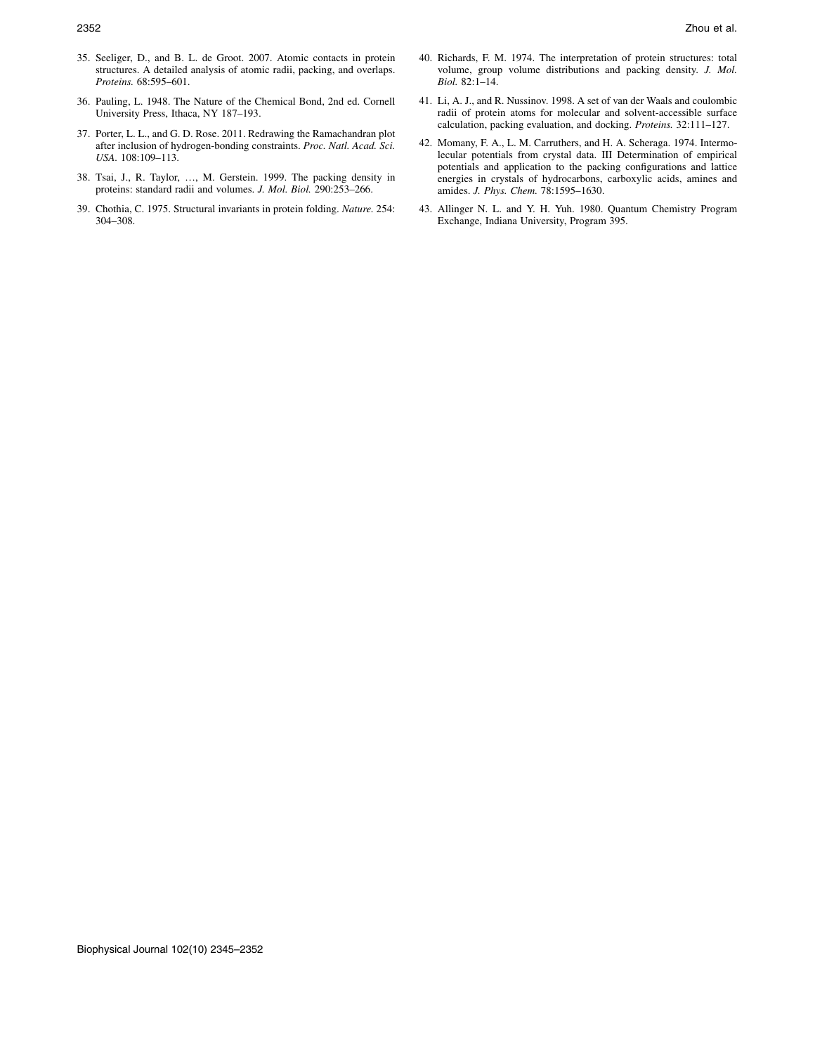35. Seeliger, D., and B. L. de Groot. 2007. Atomic contacts in protein structures. A detailed analysis of atomic radii, packing, and overlaps. *Proteins.* 68:595–601.

36. Pauling, L. 1948. The Nature of the Chemical Bond, 2nd ed. Cornell University Press, Ithaca, NY 187–193.

37. Porter, L. L., and G. D. Rose. 2011. Redrawing the Ramachandran plot after inclusion of hydrogen-bonding constraints. *Proc. Natl. Acad. Sci. USA.* 108:109–113.

38. Tsai, J., R. Taylor, …, M. Gerstein. 1999. The packing density in proteins: standard radii and volumes. *J. Mol. Biol.* 290:253–266.

39. Chothia, C. 1975. Structural invariants in protein folding. *Nature.* 254: 304–308.

40. Richards, F. M. 1974. The interpretation of protein structures: total volume, group volume distributions and packing density. *J. Mol. Biol.* 82:1–14.

41. Li, A. J., and R. Nussinov. 1998. A set of van der Waals and coulombic radii of protein atoms for molecular and solvent-accessible surface calculation, packing evaluation, and docking. *Proteins.* 32:111–127.

42. Momany, F. A., L. M. Carruthers, and H. A. Scheraga. 1974. Intermolecular potentials from crystal data. III Determination of empirical potentials and application to the packing configurations and lattice energies in crystals of hydrocarbons, carboxylic acids, amines and amides. *J. Phys. Chem.* 78:1595–1630.

43. Allinger N. L. and Y. H. Yuh. 1980. Quantum Chemistry Program Exchange, Indiana University, Program 395.